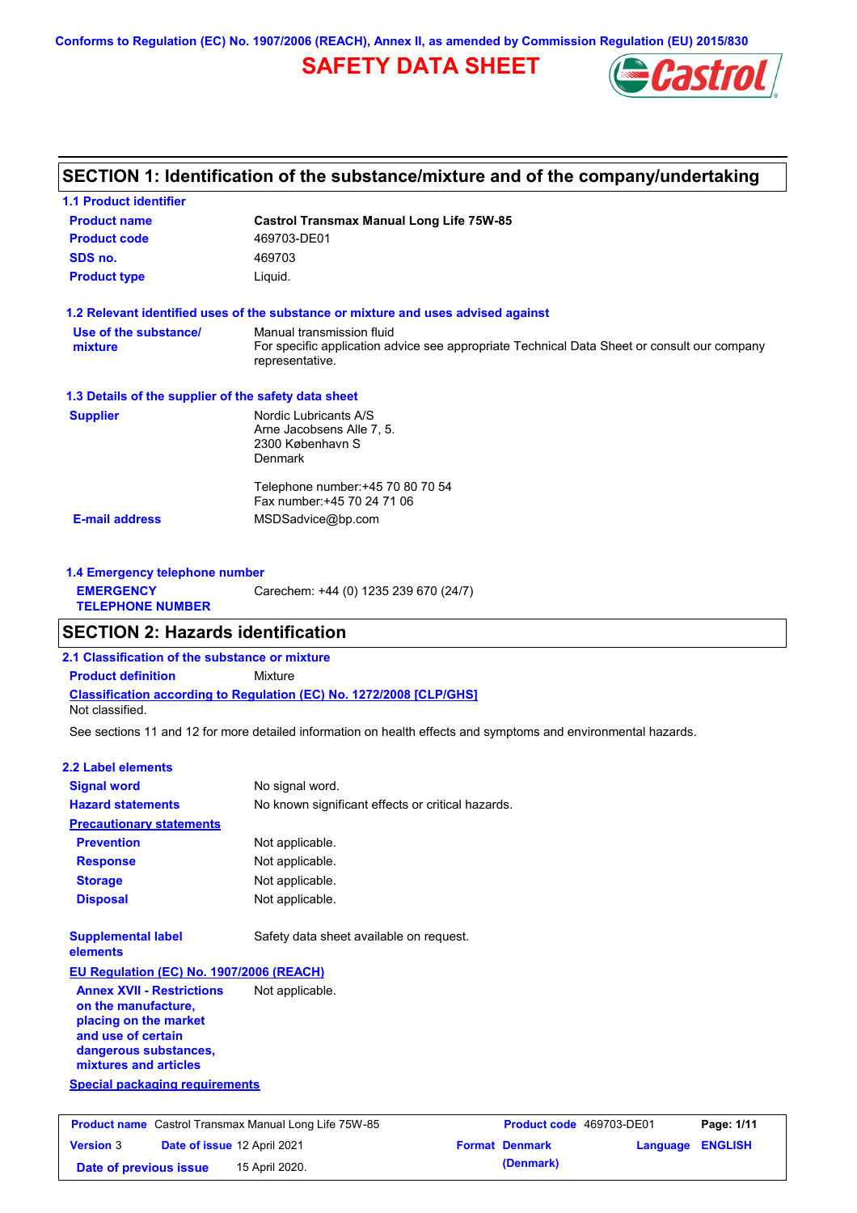Conforms to Regulation (EC) No. 1907/2006 (REACH), Annex II, as amended by Commission Regulation (EU) 2015/830

# SAFETY DATA SHEET

## SECTION 1: Identification of the substance/mixture and of the company/undertaking

### 1.1 Product identifier

| | |
|---|---|
| **Product name** | **Castrol Transmax Manual Long Life 75W-85** |
| **Product code** | 469703-DE01 |
| **SDS no.** | 469703 |
| **Product type** | Liquid. |

### 1.2 Relevant identified uses of the substance or mixture and uses advised against

**Use of the substance/ mixture**: Manual transmission fluid
For specific application advice see appropriate Technical Data Sheet or consult our company representative.

### 1.3 Details of the supplier of the safety data sheet

**Supplier**
Nordic Lubricants A/S
Arne Jacobsens Alle 7, 5.
2300 København S
Denmark

Telephone number:+45 70 80 70 54
Fax number:+45 70 24 71 06

**E-mail address**: MSDSadvice@bp.com

### 1.4 Emergency telephone number

**EMERGENCY TELEPHONE NUMBER**: Carechem: +44 (0) 1235 239 670 (24/7)

## SECTION 2: Hazards identification

### 2.1 Classification of the substance or mixture

**Product definition**: Mixture

**Classification according to Regulation (EC) No. 1272/2008 [CLP/GHS]**
Not classified.

See sections 11 and 12 for more detailed information on health effects and symptoms and environmental hazards.

### 2.2 Label elements

| | |
|---|---|
| **Signal word** | No signal word. |
| **Hazard statements** | No known significant effects or critical hazards. |

**Precautionary statements**

| | |
|---|---|
| **Prevention** | Not applicable. |
| **Response** | Not applicable. |
| **Storage** | Not applicable. |
| **Disposal** | Not applicable. |

**Supplemental label elements**: Safety data sheet available on request.

**EU Regulation (EC) No. 1907/2006 (REACH)**

**Annex XVII - Restrictions on the manufacture, placing on the market and use of certain dangerous substances, mixtures and articles**: Not applicable.

**Special packaging requirements**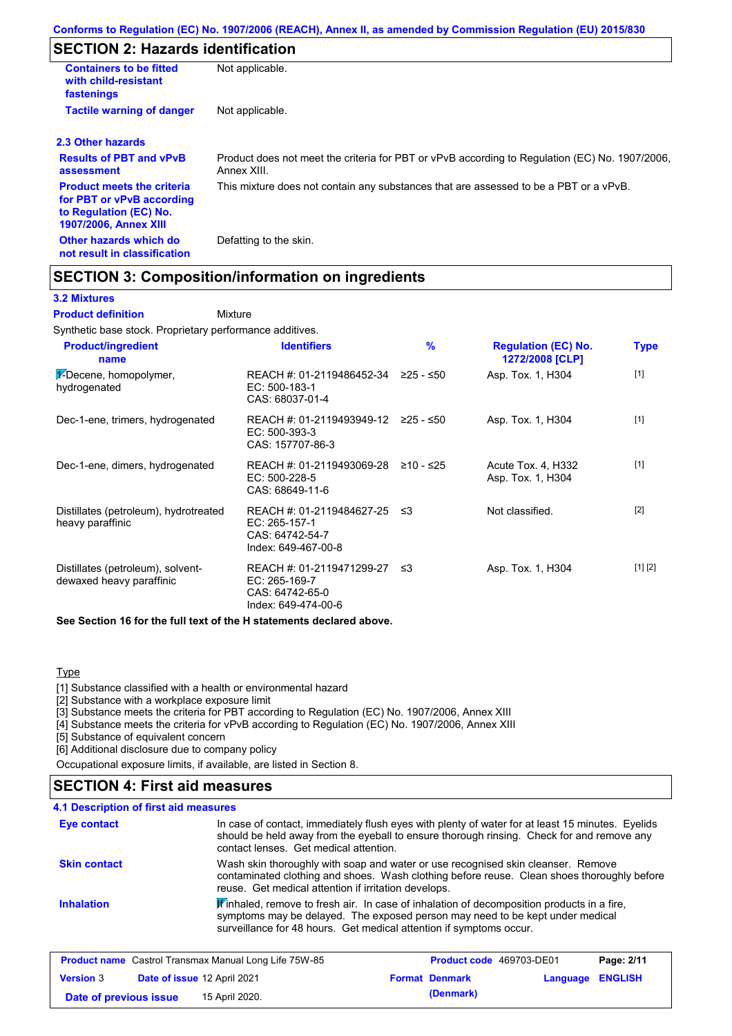## SECTION 2: Hazards identification

| | |
|---|---|
| **Containers to be fitted with child-resistant fastenings** | Not applicable. |
| **Tactile warning of danger** | Not applicable. |

### 2.3 Other hazards

| | |
|---|---|
| **Results of PBT and vPvB assessment** | Product does not meet the criteria for PBT or vPvB according to Regulation (EC) No. 1907/2006, Annex XIII. |
| **Product meets the criteria for PBT or vPvB according to Regulation (EC) No. 1907/2006, Annex XIII** | This mixture does not contain any substances that are assessed to be a PBT or a vPvB. |
| **Other hazards which do not result in classification** | Defatting to the skin. |

## SECTION 3: Composition/information on ingredients

### 3.2 Mixtures

**Product definition** Mixture

Synthetic base stock. Proprietary performance additives.

| Product/ingredient name | Identifiers | % | Regulation (EC) No. 1272/2008 [CLP] | Type |
|---|---|---|---|---|
| 1-Decene, homopolymer, hydrogenated | REACH #: 01-2119486452-34<br>EC: 500-183-1<br>CAS: 68037-01-4 | ≥25 - ≤50 | Asp. Tox. 1, H304 | [1] |
| Dec-1-ene, trimers, hydrogenated | REACH #: 01-2119493949-12<br>EC: 500-393-3<br>CAS: 157707-86-3 | ≥25 - ≤50 | Asp. Tox. 1, H304 | [1] |
| Dec-1-ene, dimers, hydrogenated | REACH #: 01-2119493069-28<br>EC: 500-228-5<br>CAS: 68649-11-6 | ≥10 - ≤25 | Acute Tox. 4, H332<br>Asp. Tox. 1, H304 | [1] |
| Distillates (petroleum), hydrotreated heavy paraffinic | REACH #: 01-2119484627-25<br>EC: 265-157-1<br>CAS: 64742-54-7<br>Index: 649-467-00-8 | ≤3 | Not classified. | [2] |
| Distillates (petroleum), solvent-dewaxed heavy paraffinic | REACH #: 01-2119471299-27<br>EC: 265-169-7<br>CAS: 64742-65-0<br>Index: 649-474-00-6 | ≤3 | Asp. Tox. 1, H304 | [1] [2] |

**See Section 16 for the full text of the H statements declared above.**

Type

[1] Substance classified with a health or environmental hazard
[2] Substance with a workplace exposure limit
[3] Substance meets the criteria for PBT according to Regulation (EC) No. 1907/2006, Annex XIII
[4] Substance meets the criteria for vPvB according to Regulation (EC) No. 1907/2006, Annex XIII
[5] Substance of equivalent concern
[6] Additional disclosure due to company policy

Occupational exposure limits, if available, are listed in Section 8.

## SECTION 4: First aid measures

### 4.1 Description of first aid measures

| | |
|---|---|
| **Eye contact** | In case of contact, immediately flush eyes with plenty of water for at least 15 minutes. Eyelids should be held away from the eyeball to ensure thorough rinsing. Check for and remove any contact lenses. Get medical attention. |
| **Skin contact** | Wash skin thoroughly with soap and water or use recognised skin cleanser. Remove contaminated clothing and shoes. Wash clothing before reuse. Clean shoes thoroughly before reuse. Get medical attention if irritation develops. |
| **Inhalation** | If inhaled, remove to fresh air. In case of inhalation of decomposition products in a fire, symptoms may be delayed. The exposed person may need to be kept under medical surveillance for 48 hours. Get medical attention if symptoms occur. |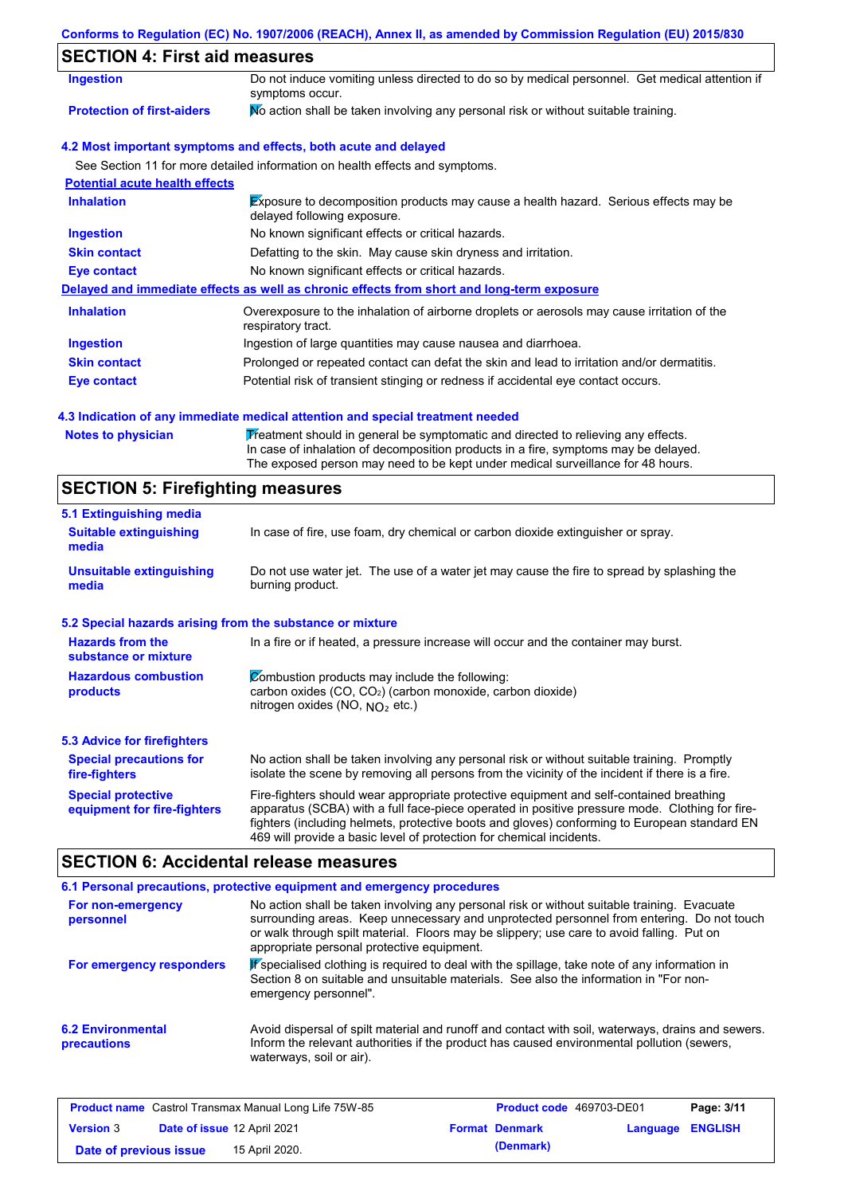## SECTION 4: First aid measures

| | |
|---|---|
| **Ingestion** | Do not induce vomiting unless directed to do so by medical personnel. Get medical attention if symptoms occur. |
| **Protection of first-aiders** | No action shall be taken involving any personal risk or without suitable training. |

### 4.2 Most important symptoms and effects, both acute and delayed

See Section 11 for more detailed information on health effects and symptoms.

**Potential acute health effects**

| | |
|---|---|
| **Inhalation** | Exposure to decomposition products may cause a health hazard. Serious effects may be delayed following exposure. |
| **Ingestion** | No known significant effects or critical hazards. |
| **Skin contact** | Defatting to the skin. May cause skin dryness and irritation. |
| **Eye contact** | No known significant effects or critical hazards. |

**Delayed and immediate effects as well as chronic effects from short and long-term exposure**

| | |
|---|---|
| **Inhalation** | Overexposure to the inhalation of airborne droplets or aerosols may cause irritation of the respiratory tract. |
| **Ingestion** | Ingestion of large quantities may cause nausea and diarrhoea. |
| **Skin contact** | Prolonged or repeated contact can defat the skin and lead to irritation and/or dermatitis. |
| **Eye contact** | Potential risk of transient stinging or redness if accidental eye contact occurs. |

### 4.3 Indication of any immediate medical attention and special treatment needed

| | |
|---|---|
| **Notes to physician** | Treatment should in general be symptomatic and directed to relieving any effects. In case of inhalation of decomposition products in a fire, symptoms may be delayed. The exposed person may need to be kept under medical surveillance for 48 hours. |

## SECTION 5: Firefighting measures

### 5.1 Extinguishing media

| | |
|---|---|
| **Suitable extinguishing media** | In case of fire, use foam, dry chemical or carbon dioxide extinguisher or spray. |
| **Unsuitable extinguishing media** | Do not use water jet. The use of a water jet may cause the fire to spread by splashing the burning product. |

### 5.2 Special hazards arising from the substance or mixture

| | |
|---|---|
| **Hazards from the substance or mixture** | In a fire or if heated, a pressure increase will occur and the container may burst. |
| **Hazardous combustion products** | Combustion products may include the following: carbon oxides (CO, $CO_2$) (carbon monoxide, carbon dioxide) nitrogen oxides (NO, $NO_2$ etc.) |

### 5.3 Advice for firefighters

| | |
|---|---|
| **Special precautions for fire-fighters** | No action shall be taken involving any personal risk or without suitable training. Promptly isolate the scene by removing all persons from the vicinity of the incident if there is a fire. |
| **Special protective equipment for fire-fighters** | Fire-fighters should wear appropriate protective equipment and self-contained breathing apparatus (SCBA) with a full face-piece operated in positive pressure mode. Clothing for fire-fighters (including helmets, protective boots and gloves) conforming to European standard EN 469 will provide a basic level of protection for chemical incidents. |

## SECTION 6: Accidental release measures

### 6.1 Personal precautions, protective equipment and emergency procedures

| | |
|---|---|
| **For non-emergency personnel** | No action shall be taken involving any personal risk or without suitable training. Evacuate surrounding areas. Keep unnecessary and unprotected personnel from entering. Do not touch or walk through spilt material. Floors may be slippery; use care to avoid falling. Put on appropriate personal protective equipment. |
| **For emergency responders** | If specialised clothing is required to deal with the spillage, take note of any information in Section 8 on suitable and unsuitable materials. See also the information in "For non-emergency personnel". |

| | |
|---|---|
| **6.2 Environmental precautions** | Avoid dispersal of spilt material and runoff and contact with soil, waterways, drains and sewers. Inform the relevant authorities if the product has caused environmental pollution (sewers, waterways, soil or air). |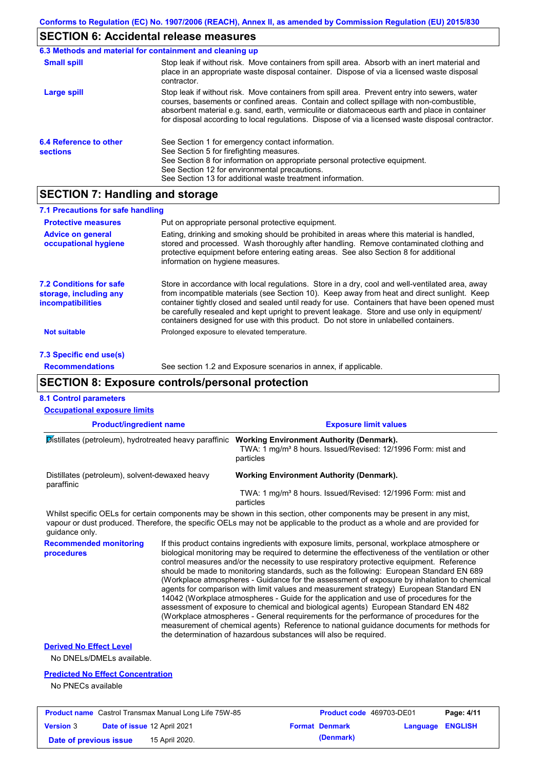## SECTION 6: Accidental release measures

### 6.3 Methods and material for containment and cleaning up

**Small spill**

Stop leak if without risk. Move containers from spill area. Absorb with an inert material and place in an appropriate waste disposal container. Dispose of via a licensed waste disposal contractor.

**Large spill**

Stop leak if without risk. Move containers from spill area. Prevent entry into sewers, water courses, basements or confined areas. Contain and collect spillage with non-combustible, absorbent material e.g. sand, earth, vermiculite or diatomaceous earth and place in container for disposal according to local regulations. Dispose of via a licensed waste disposal contractor.

### 6.4 Reference to other sections

See Section 1 for emergency contact information.
See Section 5 for firefighting measures.
See Section 8 for information on appropriate personal protective equipment.
See Section 12 for environmental precautions.
See Section 13 for additional waste treatment information.

## SECTION 7: Handling and storage

### 7.1 Precautions for safe handling

**Protective measures**

Put on appropriate personal protective equipment.

**Advice on general occupational hygiene**

Eating, drinking and smoking should be prohibited in areas where this material is handled, stored and processed. Wash thoroughly after handling. Remove contaminated clothing and protective equipment before entering eating areas. See also Section 8 for additional information on hygiene measures.

### 7.2 Conditions for safe storage, including any incompatibilities

Store in accordance with local regulations. Store in a dry, cool and well-ventilated area, away from incompatible materials (see Section 10). Keep away from heat and direct sunlight. Keep container tightly closed and sealed until ready for use. Containers that have been opened must be carefully resealed and kept upright to prevent leakage. Store and use only in equipment/ containers designed for use with this product. Do not store in unlabelled containers.

**Not suitable**

Prolonged exposure to elevated temperature.

### 7.3 Specific end use(s)

**Recommendations**

See section 1.2 and Exposure scenarios in annex, if applicable.

## SECTION 8: Exposure controls/personal protection

### 8.1 Control parameters

**Occupational exposure limits**

| Product/ingredient name | Exposure limit values |
|---|---|
| Distillates (petroleum), hydrotreated heavy paraffinic | **Working Environment Authority (Denmark).** TWA: 1 mg/m³ 8 hours. Issued/Revised: 12/1996 Form: mist and particles |
| Distillates (petroleum), solvent-dewaxed heavy paraffinic | **Working Environment Authority (Denmark).** TWA: 1 mg/m³ 8 hours. Issued/Revised: 12/1996 Form: mist and particles |

Whilst specific OELs for certain components may be shown in this section, other components may be present in any mist, vapour or dust produced. Therefore, the specific OELs may not be applicable to the product as a whole and are provided for guidance only.

**Recommended monitoring procedures**

If this product contains ingredients with exposure limits, personal, workplace atmosphere or biological monitoring may be required to determine the effectiveness of the ventilation or other control measures and/or the necessity to use respiratory protective equipment. Reference should be made to monitoring standards, such as the following: European Standard EN 689 (Workplace atmospheres - Guidance for the assessment of exposure by inhalation to chemical agents for comparison with limit values and measurement strategy) European Standard EN 14042 (Workplace atmospheres - Guide for the application and use of procedures for the assessment of exposure to chemical and biological agents) European Standard EN 482 (Workplace atmospheres - General requirements for the performance of procedures for the measurement of chemical agents) Reference to national guidance documents for methods for the determination of hazardous substances will also be required.

**Derived No Effect Level**

No DNELs/DMELs available.

**Predicted No Effect Concentration**

No PNECs available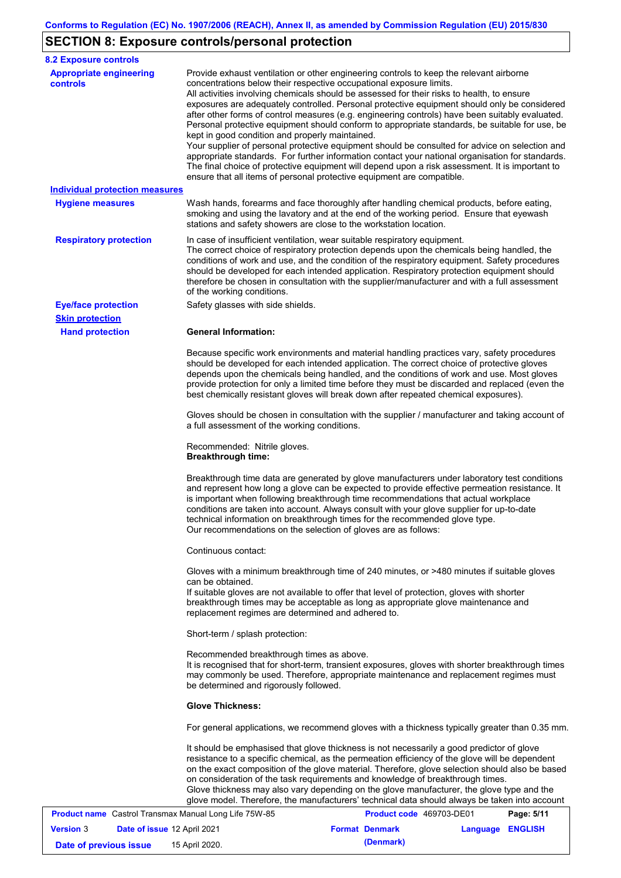## SECTION 8: Exposure controls/personal protection

### 8.2 Exposure controls

**Appropriate engineering controls**

Provide exhaust ventilation or other engineering controls to keep the relevant airborne concentrations below their respective occupational exposure limits.
All activities involving chemicals should be assessed for their risks to health, to ensure exposures are adequately controlled. Personal protective equipment should only be considered after other forms of control measures (e.g. engineering controls) have been suitably evaluated. Personal protective equipment should conform to appropriate standards, be suitable for use, be kept in good condition and properly maintained.
Your supplier of personal protective equipment should be consulted for advice on selection and appropriate standards. For further information contact your national organisation for standards. The final choice of protective equipment will depend upon a risk assessment. It is important to ensure that all items of personal protective equipment are compatible.

**Individual protection measures**

**Hygiene measures**

Wash hands, forearms and face thoroughly after handling chemical products, before eating, smoking and using the lavatory and at the end of the working period. Ensure that eyewash stations and safety showers are close to the workstation location.

**Respiratory protection**

In case of insufficient ventilation, wear suitable respiratory equipment.
The correct choice of respiratory protection depends upon the chemicals being handled, the conditions of work and use, and the condition of the respiratory equipment. Safety procedures should be developed for each intended application. Respiratory protection equipment should therefore be chosen in consultation with the supplier/manufacturer and with a full assessment of the working conditions.

**Eye/face protection**

Safety glasses with side shields.

**Skin protection**

**Hand protection**

**General Information:**

Because specific work environments and material handling practices vary, safety procedures should be developed for each intended application. The correct choice of protective gloves depends upon the chemicals being handled, and the conditions of work and use. Most gloves provide protection for only a limited time before they must be discarded and replaced (even the best chemically resistant gloves will break down after repeated chemical exposures).

Gloves should be chosen in consultation with the supplier / manufacturer and taking account of a full assessment of the working conditions.

Recommended: Nitrile gloves.
**Breakthrough time:**

Breakthrough time data are generated by glove manufacturers under laboratory test conditions and represent how long a glove can be expected to provide effective permeation resistance. It is important when following breakthrough time recommendations that actual workplace conditions are taken into account. Always consult with your glove supplier for up-to-date technical information on breakthrough times for the recommended glove type.
Our recommendations on the selection of gloves are as follows:

Continuous contact:

Gloves with a minimum breakthrough time of 240 minutes, or >480 minutes if suitable gloves can be obtained.
If suitable gloves are not available to offer that level of protection, gloves with shorter breakthrough times may be acceptable as long as appropriate glove maintenance and replacement regimes are determined and adhered to.

Short-term / splash protection:

Recommended breakthrough times as above.
It is recognised that for short-term, transient exposures, gloves with shorter breakthrough times may commonly be used. Therefore, appropriate maintenance and replacement regimes must be determined and rigorously followed.

**Glove Thickness:**

For general applications, we recommend gloves with a thickness typically greater than 0.35 mm.

It should be emphasised that glove thickness is not necessarily a good predictor of glove resistance to a specific chemical, as the permeation efficiency of the glove will be dependent on the exact composition of the glove material. Therefore, glove selection should also be based on consideration of the task requirements and knowledge of breakthrough times.
Glove thickness may also vary depending on the glove manufacturer, the glove type and the glove model. Therefore, the manufacturers' technical data should always be taken into account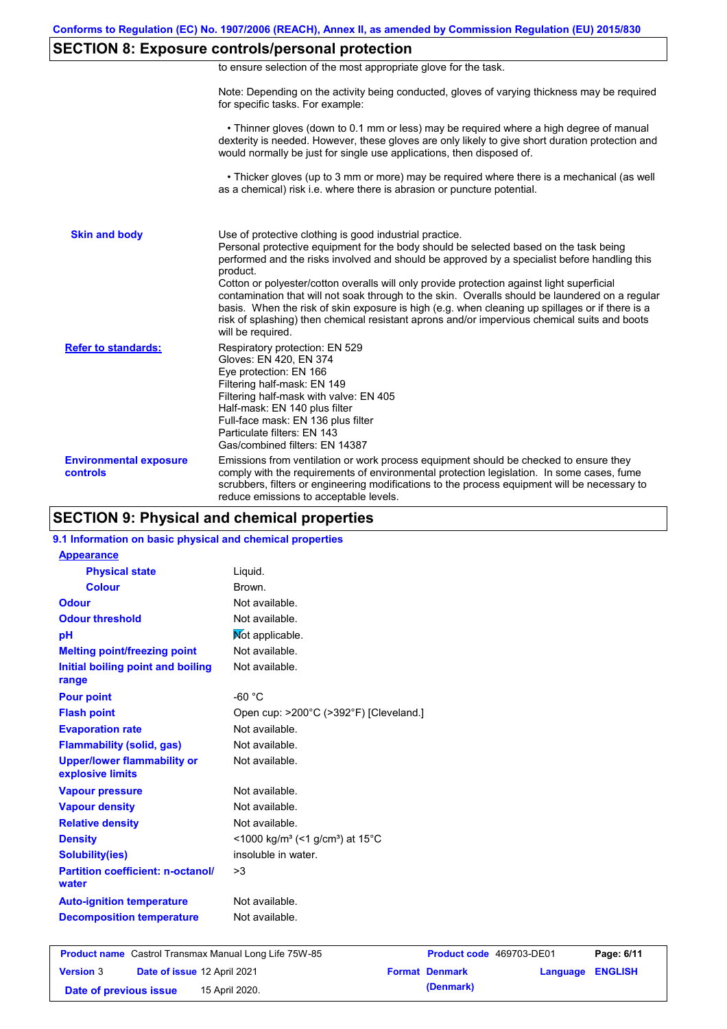## SECTION 8: Exposure controls/personal protection

to ensure selection of the most appropriate glove for the task.

Note: Depending on the activity being conducted, gloves of varying thickness may be required for specific tasks. For example:

• Thinner gloves (down to 0.1 mm or less) may be required where a high degree of manual dexterity is needed. However, these gloves are only likely to give short duration protection and would normally be just for single use applications, then disposed of.

• Thicker gloves (up to 3 mm or more) may be required where there is a mechanical (as well as a chemical) risk i.e. where there is abrasion or puncture potential.

| | |
|---|---|
| **Skin and body** | Use of protective clothing is good industrial practice.<br>Personal protective equipment for the body should be selected based on the task being performed and the risks involved and should be approved by a specialist before handling this product.<br>Cotton or polyester/cotton overalls will only provide protection against light superficial contamination that will not soak through to the skin. Overalls should be laundered on a regular basis. When the risk of skin exposure is high (e.g. when cleaning up spillages or if there is a risk of splashing) then chemical resistant aprons and/or impervious chemical suits and boots will be required. |
| **Refer to standards:** | Respiratory protection: EN 529<br>Gloves: EN 420, EN 374<br>Eye protection: EN 166<br>Filtering half-mask: EN 149<br>Filtering half-mask with valve: EN 405<br>Half-mask: EN 140 plus filter<br>Full-face mask: EN 136 plus filter<br>Particulate filters: EN 143<br>Gas/combined filters: EN 14387 |
| **Environmental exposure controls** | Emissions from ventilation or work process equipment should be checked to ensure they comply with the requirements of environmental protection legislation. In some cases, fume scrubbers, filters or engineering modifications to the process equipment will be necessary to reduce emissions to acceptable levels. |

## SECTION 9: Physical and chemical properties

### 9.1 Information on basic physical and chemical properties

| | |
|---|---|
| **Appearance** | |
| **Physical state** | Liquid. |
| **Colour** | Brown. |
| **Odour** | Not available. |
| **Odour threshold** | Not available. |
| **pH** | Not applicable. |
| **Melting point/freezing point** | Not available. |
| **Initial boiling point and boiling range** | Not available. |
| **Pour point** | -60 °C |
| **Flash point** | Open cup: >200°C (>392°F) [Cleveland.] |
| **Evaporation rate** | Not available. |
| **Flammability (solid, gas)** | Not available. |
| **Upper/lower flammability or explosive limits** | Not available. |
| **Vapour pressure** | Not available. |
| **Vapour density** | Not available. |
| **Relative density** | Not available. |
| **Density** | <1000 kg/m³ (<1 g/cm³) at 15°C |
| **Solubility(ies)** | insoluble in water. |
| **Partition coefficient: n-octanol/water** | >3 |
| **Auto-ignition temperature** | Not available. |
| **Decomposition temperature** | Not available. |

| | | | |
|---|---|---|---|
| **Product name** Castrol Transmax Manual Long Life 75W-85 | | **Product code** 469703-DE01 | |
| **Version** 3 | **Date of issue** 12 April 2021 | **Format** Denmark (Denmark) | **Language** ENGLISH |
| **Date of previous issue** | 15 April 2020. | | |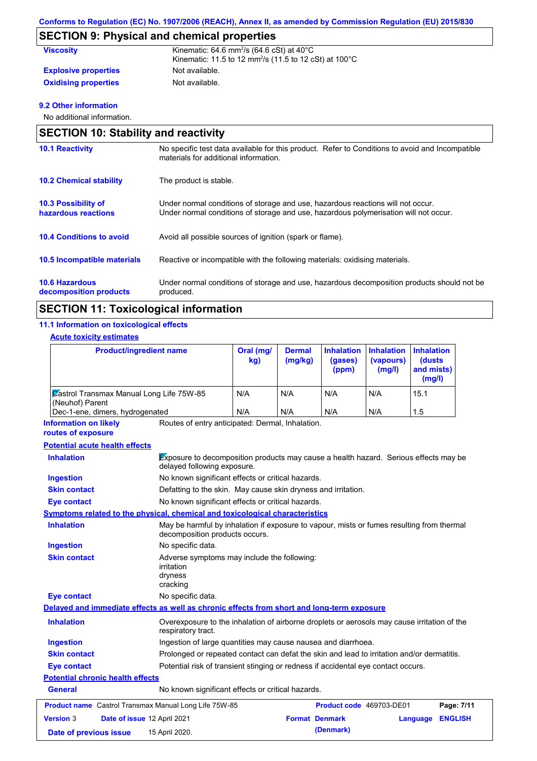## SECTION 9: Physical and chemical properties

| | |
|---|---|
| **Viscosity** | Kinematic: 64.6 $mm^2/s$ (64.6 cSt) at 40°C<br>Kinematic: 11.5 to 12 $mm^2/s$ (11.5 to 12 cSt) at 100°C |
| **Explosive properties** | Not available. |
| **Oxidising properties** | Not available. |

**9.2 Other information**

No additional information.

## SECTION 10: Stability and reactivity

| | |
|---|---|
| **10.1 Reactivity** | No specific test data available for this product. Refer to Conditions to avoid and Incompatible materials for additional information. |
| **10.2 Chemical stability** | The product is stable. |
| **10.3 Possibility of hazardous reactions** | Under normal conditions of storage and use, hazardous reactions will not occur.<br>Under normal conditions of storage and use, hazardous polymerisation will not occur. |
| **10.4 Conditions to avoid** | Avoid all possible sources of ignition (spark or flame). |
| **10.5 Incompatible materials** | Reactive or incompatible with the following materials: oxidising materials. |
| **10.6 Hazardous decomposition products** | Under normal conditions of storage and use, hazardous decomposition products should not be produced. |

## SECTION 11: Toxicological information

**11.1 Information on toxicological effects**

**Acute toxicity estimates**

| Product/ingredient name | Oral (mg/kg) | Dermal (mg/kg) | Inhalation (gases) (ppm) | Inhalation (vapours) (mg/l) | Inhalation (dusts and mists) (mg/l) |
|---|---|---|---|---|---|
| Castrol Transmax Manual Long Life 75W-85 (Neuhof) Parent | N/A | N/A | N/A | N/A | 15.1 |
| Dec-1-ene, dimers, hydrogenated | N/A | N/A | N/A | N/A | 1.5 |

**Information on likely routes of exposure**: Routes of entry anticipated: Dermal, Inhalation.

**Potential acute health effects**

| | |
|---|---|
| **Inhalation** | Exposure to decomposition products may cause a health hazard. Serious effects may be delayed following exposure. |
| **Ingestion** | No known significant effects or critical hazards. |
| **Skin contact** | Defatting to the skin. May cause skin dryness and irritation. |
| **Eye contact** | No known significant effects or critical hazards. |

**Symptoms related to the physical, chemical and toxicological characteristics**

| | |
|---|---|
| **Inhalation** | May be harmful by inhalation if exposure to vapour, mists or fumes resulting from thermal decomposition products occurs. |
| **Ingestion** | No specific data. |
| **Skin contact** | Adverse symptoms may include the following:<br>irritation<br>dryness<br>cracking |
| **Eye contact** | No specific data. |

**Delayed and immediate effects as well as chronic effects from short and long-term exposure**

| | |
|---|---|
| **Inhalation** | Overexposure to the inhalation of airborne droplets or aerosols may cause irritation of the respiratory tract. |
| **Ingestion** | Ingestion of large quantities may cause nausea and diarrhoea. |
| **Skin contact** | Prolonged or repeated contact can defat the skin and lead to irritation and/or dermatitis. |
| **Eye contact** | Potential risk of transient stinging or redness if accidental eye contact occurs. |

**Potential chronic health effects**

| | |
|---|---|
| **General** | No known significant effects or critical hazards. |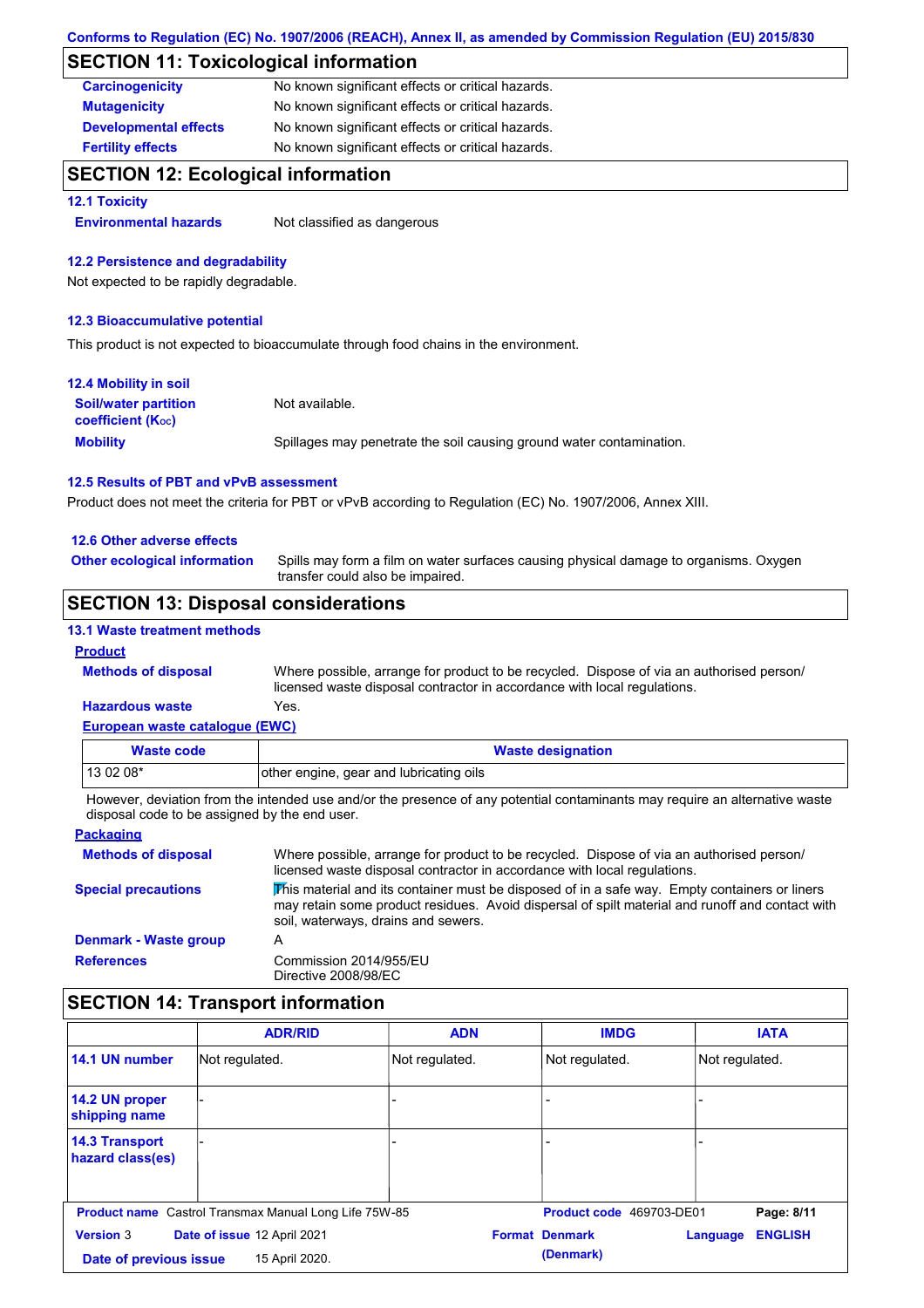## SECTION 11: Toxicological information

| | |
|---|---|
| **Carcinogenicity** | No known significant effects or critical hazards. |
| **Mutagenicity** | No known significant effects or critical hazards. |
| **Developmental effects** | No known significant effects or critical hazards. |
| **Fertility effects** | No known significant effects or critical hazards. |

## SECTION 12: Ecological information

### 12.1 Toxicity

**Environmental hazards** Not classified as dangerous

### 12.2 Persistence and degradability

Not expected to be rapidly degradable.

### 12.3 Bioaccumulative potential

This product is not expected to bioaccumulate through food chains in the environment.

### 12.4 Mobility in soil

**Soil/water partition coefficient ($K_{OC}$)** Not available.

**Mobility** Spillages may penetrate the soil causing ground water contamination.

### 12.5 Results of PBT and vPvB assessment

Product does not meet the criteria for PBT or vPvB according to Regulation (EC) No. 1907/2006, Annex XIII.

### 12.6 Other adverse effects

**Other ecological information** Spills may form a film on water surfaces causing physical damage to organisms. Oxygen transfer could also be impaired.

## SECTION 13: Disposal considerations

### 13.1 Waste treatment methods

**Product**

**Methods of disposal** Where possible, arrange for product to be recycled. Dispose of via an authorised person/ licensed waste disposal contractor in accordance with local regulations.

**Hazardous waste** Yes.

**European waste catalogue (EWC)**

| Waste code | Waste designation |
|---|---|
| 13 02 08* | other engine, gear and lubricating oils |

However, deviation from the intended use and/or the presence of any potential contaminants may require an alternative waste disposal code to be assigned by the end user.

**Packaging**

**Methods of disposal** Where possible, arrange for product to be recycled. Dispose of via an authorised person/ licensed waste disposal contractor in accordance with local regulations.

**Special precautions** This material and its container must be disposed of in a safe way. Empty containers or liners may retain some product residues. Avoid dispersal of spilt material and runoff and contact with soil, waterways, drains and sewers.

**Denmark - Waste group** A

**References** Commission 2014/955/EU
Directive 2008/98/EC

## SECTION 14: Transport information

| | ADR/RID | ADN | IMDG | IATA |
|---|---|---|---|---|
| **14.1 UN number** | Not regulated. | Not regulated. | Not regulated. | Not regulated. |
| **14.2 UN proper shipping name** | - | - | - | - |
| **14.3 Transport hazard class(es)** | - | - | - | - |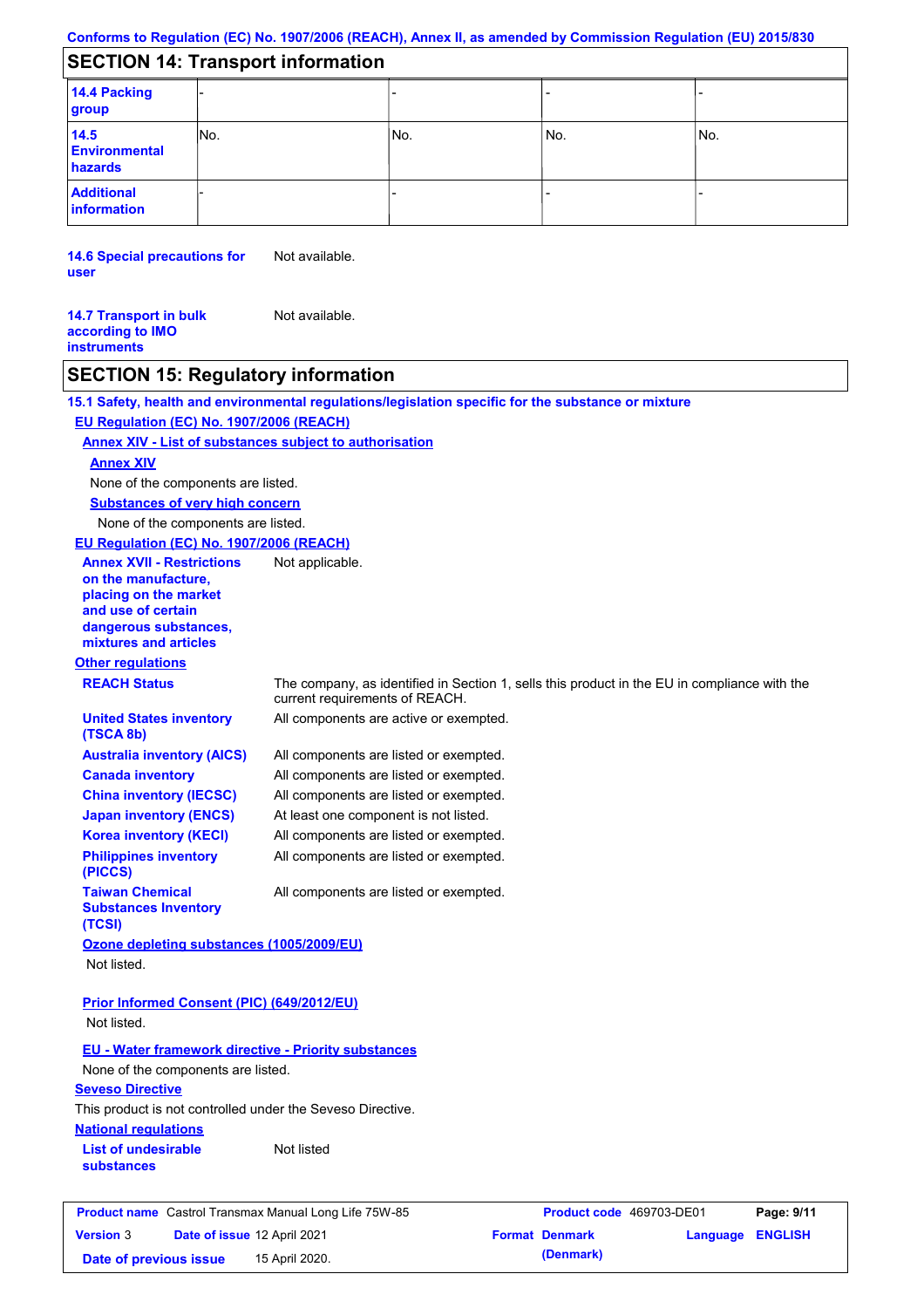## SECTION 14: Transport information

| | | | | |
|---|---|---|---|---|
| **14.4 Packing group** | - | - | - | - |
| **14.5 Environmental hazards** | No. | No. | No. | No. |
| **Additional information** | - | - | - | - |

**14.6 Special precautions for user** Not available.

**14.7 Transport in bulk according to IMO instruments** Not available.

## SECTION 15: Regulatory information

**15.1 Safety, health and environmental regulations/legislation specific for the substance or mixture**

**EU Regulation (EC) No. 1907/2006 (REACH)**

**Annex XIV - List of substances subject to authorisation**

**Annex XIV**

None of the components are listed.

**Substances of very high concern**

None of the components are listed.

**EU Regulation (EC) No. 1907/2006 (REACH)**

**Annex XVII - Restrictions on the manufacture, placing on the market and use of certain dangerous substances, mixtures and articles** Not applicable.

**Other regulations**

**REACH Status** The company, as identified in Section 1, sells this product in the EU in compliance with the current requirements of REACH.

**United States inventory (TSCA 8b)** All components are active or exempted.

**Australia inventory (AICS)** All components are listed or exempted.

**Canada inventory** All components are listed or exempted.

**China inventory (IECSC)** All components are listed or exempted.

**Japan inventory (ENCS)** At least one component is not listed.

**Korea inventory (KECI)** All components are listed or exempted.

**Philippines inventory (PICCS)** All components are listed or exempted.

**Taiwan Chemical Substances Inventory (TCSI)** All components are listed or exempted.

**Ozone depleting substances (1005/2009/EU)**

Not listed.

**Prior Informed Consent (PIC) (649/2012/EU)**

Not listed.

**EU - Water framework directive - Priority substances**

None of the components are listed.

**Seveso Directive**

This product is not controlled under the Seveso Directive.

**National regulations**

**List of undesirable substances** Not listed

| | | | |
|---|---|---|---|
| **Product name** Castrol Transmax Manual Long Life 75W-85 | | **Product code** 469703-DE01 | **Page: 9/11** |
| **Version** 3 | **Date of issue** 12 April 2021 | **Format Denmark (Denmark)** | **Language ENGLISH** |
| **Date of previous issue** | 15 April 2020. | | |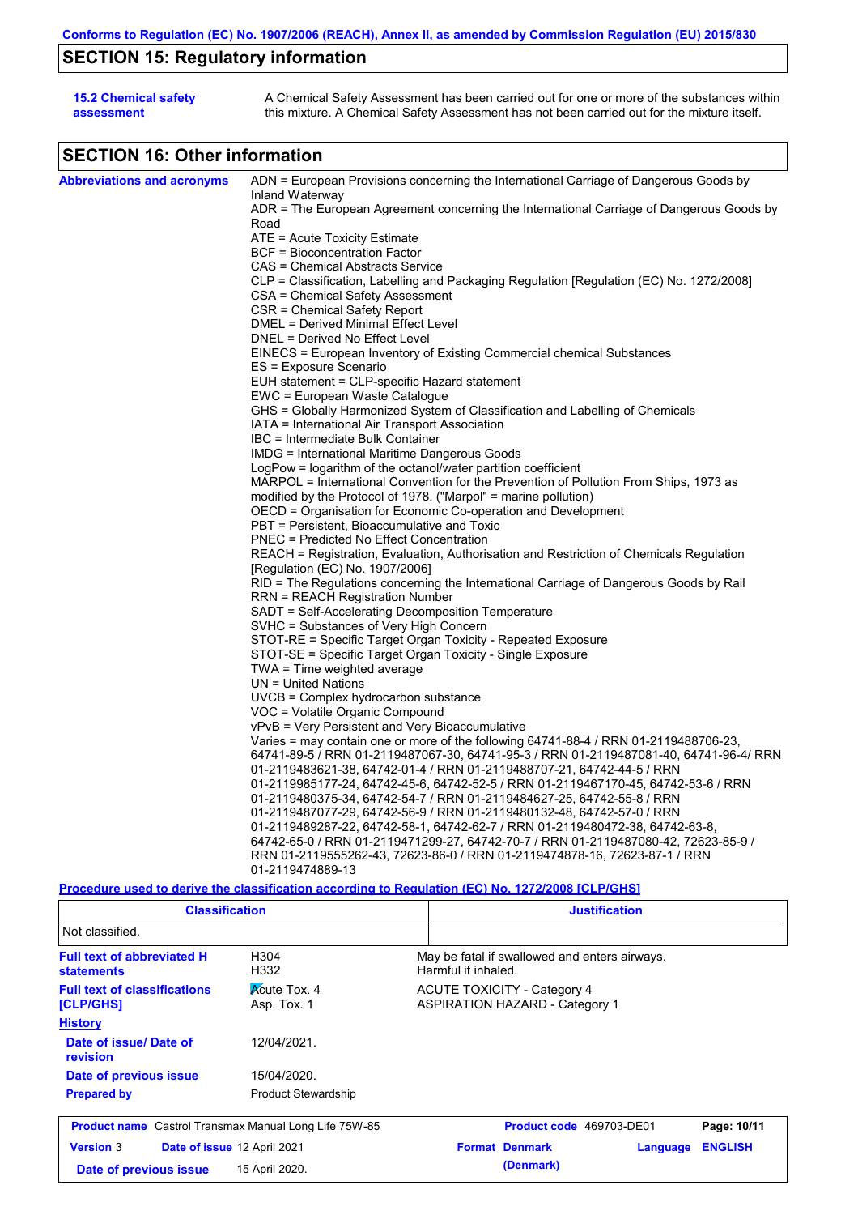## SECTION 15: Regulatory information

**15.2 Chemical safety assessment**

A Chemical Safety Assessment has been carried out for one or more of the substances within this mixture. A Chemical Safety Assessment has not been carried out for the mixture itself.

## SECTION 16: Other information

**Abbreviations and acronyms**

ADN = European Provisions concerning the International Carriage of Dangerous Goods by Inland Waterway
ADR = The European Agreement concerning the International Carriage of Dangerous Goods by Road
ATE = Acute Toxicity Estimate
BCF = Bioconcentration Factor
CAS = Chemical Abstracts Service
CLP = Classification, Labelling and Packaging Regulation [Regulation (EC) No. 1272/2008]
CSA = Chemical Safety Assessment
CSR = Chemical Safety Report
DMEL = Derived Minimal Effect Level
DNEL = Derived No Effect Level
EINECS = European Inventory of Existing Commercial chemical Substances
ES = Exposure Scenario
EUH statement = CLP-specific Hazard statement
EWC = European Waste Catalogue
GHS = Globally Harmonized System of Classification and Labelling of Chemicals
IATA = International Air Transport Association
IBC = Intermediate Bulk Container
IMDG = International Maritime Dangerous Goods
LogPow = logarithm of the octanol/water partition coefficient
MARPOL = International Convention for the Prevention of Pollution From Ships, 1973 as modified by the Protocol of 1978. ("Marpol" = marine pollution)
OECD = Organisation for Economic Co-operation and Development
PBT = Persistent, Bioaccumulative and Toxic
PNEC = Predicted No Effect Concentration
REACH = Registration, Evaluation, Authorisation and Restriction of Chemicals Regulation [Regulation (EC) No. 1907/2006]
RID = The Regulations concerning the International Carriage of Dangerous Goods by Rail
RRN = REACH Registration Number
SADT = Self-Accelerating Decomposition Temperature
SVHC = Substances of Very High Concern
STOT-RE = Specific Target Organ Toxicity - Repeated Exposure
STOT-SE = Specific Target Organ Toxicity - Single Exposure
TWA = Time weighted average
UN = United Nations
UVCB = Complex hydrocarbon substance
VOC = Volatile Organic Compound
vPvB = Very Persistent and Very Bioaccumulative
Varies = may contain one or more of the following 64741-88-4 / RRN 01-2119488706-23, 64741-89-5 / RRN 01-2119487067-30, 64741-95-3 / RRN 01-2119487081-40, 64741-96-4/ RRN 01-2119483621-38, 64742-01-4 / RRN 01-2119488707-21, 64742-44-5 / RRN 01-2119985177-24, 64742-45-6, 64742-52-5 / RRN 01-2119467170-45, 64742-53-6 / RRN 01-2119480375-34, 64742-54-7 / RRN 01-2119484627-25, 64742-55-8 / RRN 01-2119487077-29, 64742-56-9 / RRN 01-2119480132-48, 64742-57-0 / RRN 01-2119489287-22, 64742-58-1, 64742-62-7 / RRN 01-2119480472-38, 64742-63-8, 64742-65-0 / RRN 01-2119471299-27, 64742-70-7 / RRN 01-2119487080-42, 72623-85-9 / RRN 01-2119555262-43, 72623-86-0 / RRN 01-2119474878-16, 72623-87-1 / RRN 01-2119474889-13

**Procedure used to derive the classification according to Regulation (EC) No. 1272/2008 [CLP/GHS]**

| Classification | Justification |
|---|---|
| Not classified. | |

**Full text of abbreviated H statements**

| | |
|---|---|
| H304 | May be fatal if swallowed and enters airways. |
| H332 | Harmful if inhaled. |

**Full text of classifications [CLP/GHS]**

| | |
|---|---|
| Acute Tox. 4 | ACUTE TOXICITY - Category 4 |
| Asp. Tox. 1 | ASPIRATION HAZARD - Category 1 |

**History**

**Date of issue/ Date of revision:** 12/04/2021.

**Date of previous issue:** 15/04/2020.

**Prepared by:** Product Stewardship

| | | | |
|---|---|---|---|
| **Product name** Castrol Transmax Manual Long Life 75W-85 | | **Product code** 469703-DE01 | |
| **Version** 3 | **Date of issue** 12 April 2021 | **Format** Denmark (Denmark) | **Language** ENGLISH |
| **Date of previous issue** 15 April 2020. | | | |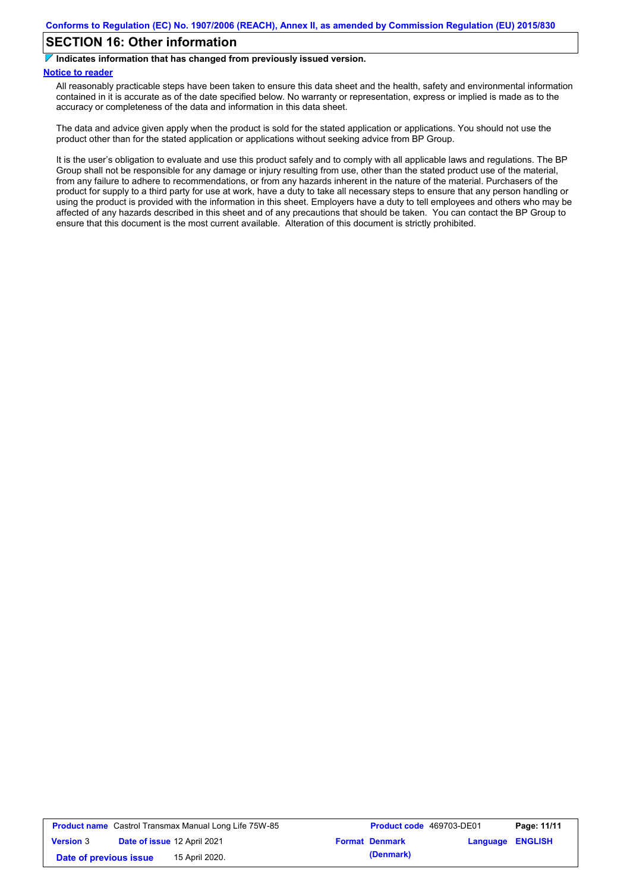## SECTION 16: Other information

**Indicates information that has changed from previously issued version.**

**Notice to reader**

All reasonably practicable steps have been taken to ensure this data sheet and the health, safety and environmental information contained in it is accurate as of the date specified below. No warranty or representation, express or implied is made as to the accuracy or completeness of the data and information in this data sheet.

The data and advice given apply when the product is sold for the stated application or applications. You should not use the product other than for the stated application or applications without seeking advice from BP Group.

It is the user's obligation to evaluate and use this product safely and to comply with all applicable laws and regulations. The BP Group shall not be responsible for any damage or injury resulting from use, other than the stated product use of the material, from any failure to adhere to recommendations, or from any hazards inherent in the nature of the material. Purchasers of the product for supply to a third party for use at work, have a duty to take all necessary steps to ensure that any person handling or using the product is provided with the information in this sheet. Employers have a duty to tell employees and others who may be affected of any hazards described in this sheet and of any precautions that should be taken. You can contact the BP Group to ensure that this document is the most current available. Alteration of this document is strictly prohibited.